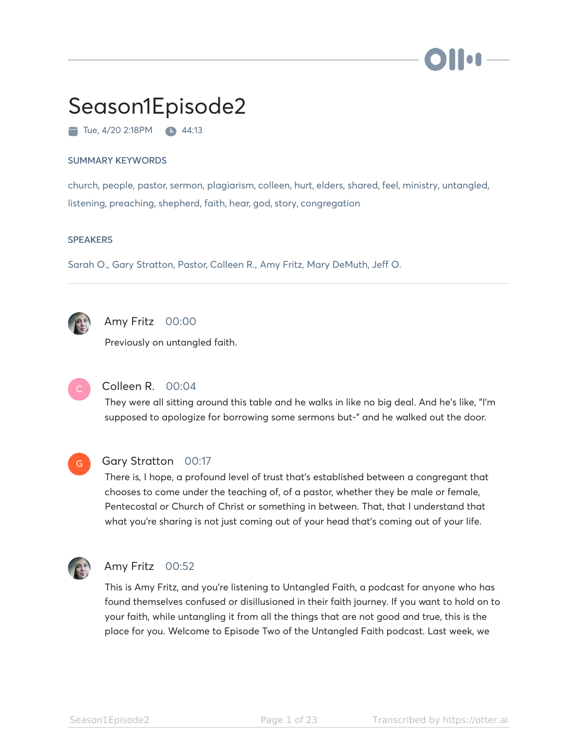# Season1Episode2

Tue, 4/20 2:18PM 44:13

## SUMMARY KEYWORDS

church, people, pastor, sermon, plagiarism, colleen, hurt, elders, shared, feel, ministry, untangled, listening, preaching, shepherd, faith, hear, god, story, congregation

## SPEAKERS

Sarah O., Gary Stratton, Pastor, Colleen R., Amy Fritz, Mary DeMuth, Jeff O.

---

**Amy Fritz** 00:00

Previously on untangled faith.

**Colleen R.** 00:04

They were all sitting around this table and he walks in like no big deal. And he's like, "I'm supposed to apologize for borrowing some sermons but-" and he walked out the door.

**Gary Stratton** 00:17

There is, I hope, a profound level of trust that's established between a congregant that chooses to come under the teaching of, of a pastor, whether they be male or female, Pentecostal or Church of Christ or something in between. That, that I understand that what you're sharing is not just coming out of your head that's coming out of your life.

**Amy Fritz** 00:52

This is Amy Fritz, and you're listening to Untangled Faith, a podcast for anyone who has found themselves confused or disillusioned in their faith journey. If you want to hold on to your faith, while untangling it from all the things that are not good and true, this is the place for you. Welcome to Episode Two of the Untangled Faith podcast. Last week, we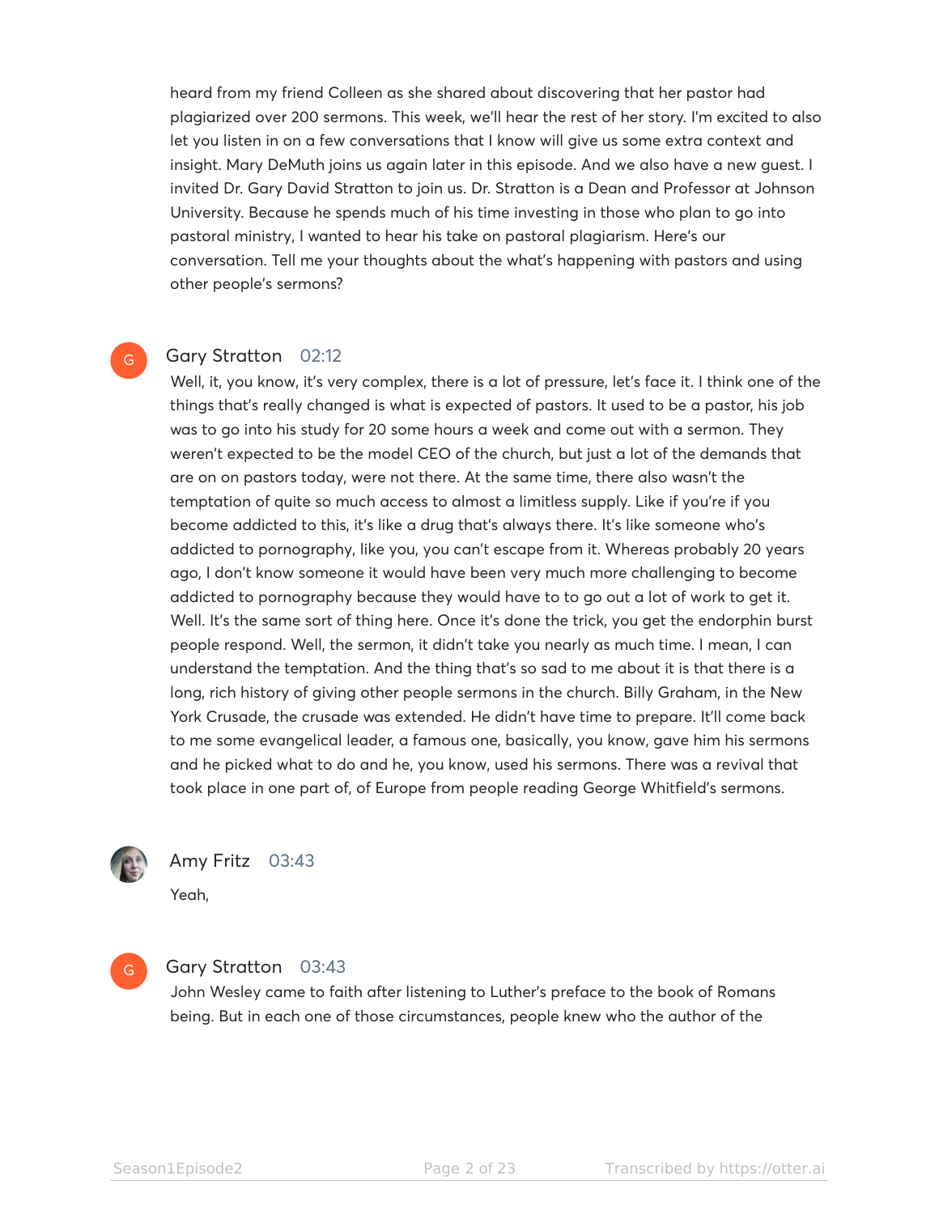heard from my friend Colleen as she shared about discovering that her pastor had plagiarized over 200 sermons. This week, we'll hear the rest of her story. I'm excited to also let you listen in on a few conversations that I know will give us some extra context and insight. Mary DeMuth joins us again later in this episode. And we also have a new guest. I invited Dr. Gary David Stratton to join us. Dr. Stratton is a Dean and Professor at Johnson University. Because he spends much of his time investing in those who plan to go into pastoral ministry, I wanted to hear his take on pastoral plagiarism. Here's our conversation. Tell me your thoughts about the what's happening with pastors and using other people's sermons?

**Gary Stratton** 02:12

Well, it, you know, it's very complex, there is a lot of pressure, let's face it. I think one of the things that's really changed is what is expected of pastors. It used to be a pastor, his job was to go into his study for 20 some hours a week and come out with a sermon. They weren't expected to be the model CEO of the church, but just a lot of the demands that are on on pastors today, were not there. At the same time, there also wasn't the temptation of quite so much access to almost a limitless supply. Like if you're if you become addicted to this, it's like a drug that's always there. It's like someone who's addicted to pornography, like you, you can't escape from it. Whereas probably 20 years ago, I don't know someone it would have been very much more challenging to become addicted to pornography because they would have to to go out a lot of work to get it. Well. It's the same sort of thing here. Once it's done the trick, you get the endorphin burst people respond. Well, the sermon, it didn't take you nearly as much time. I mean, I can understand the temptation. And the thing that's so sad to me about it is that there is a long, rich history of giving other people sermons in the church. Billy Graham, in the New York Crusade, the crusade was extended. He didn't have time to prepare. It'll come back to me some evangelical leader, a famous one, basically, you know, gave him his sermons and he picked what to do and he, you know, used his sermons. There was a revival that took place in one part of, of Europe from people reading George Whitfield's sermons.

**Amy Fritz** 03:43

Yeah,

**Gary Stratton** 03:43

John Wesley came to faith after listening to Luther's preface to the book of Romans being. But in each one of those circumstances, people knew who the author of the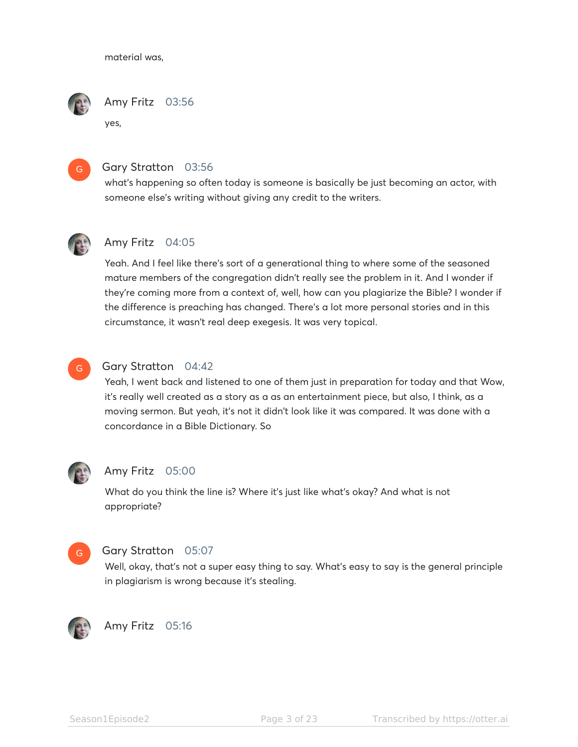material was,

**Amy Fritz** 03:56

yes,

**Gary Stratton** 03:56

what's happening so often today is someone is basically be just becoming an actor, with someone else's writing without giving any credit to the writers.

**Amy Fritz** 04:05

Yeah. And I feel like there's sort of a generational thing to where some of the seasoned mature members of the congregation didn't really see the problem in it. And I wonder if they're coming more from a context of, well, how can you plagiarize the Bible? I wonder if the difference is preaching has changed. There's a lot more personal stories and in this circumstance, it wasn't real deep exegesis. It was very topical.

**Gary Stratton** 04:42

Yeah, I went back and listened to one of them just in preparation for today and that Wow, it's really well created as a story as a as an entertainment piece, but also, I think, as a moving sermon. But yeah, it's not it didn't look like it was compared. It was done with a concordance in a Bible Dictionary. So

**Amy Fritz** 05:00

What do you think the line is? Where it's just like what's okay? And what is not appropriate?

**Gary Stratton** 05:07

Well, okay, that's not a super easy thing to say. What's easy to say is the general principle in plagiarism is wrong because it's stealing.

**Amy Fritz** 05:16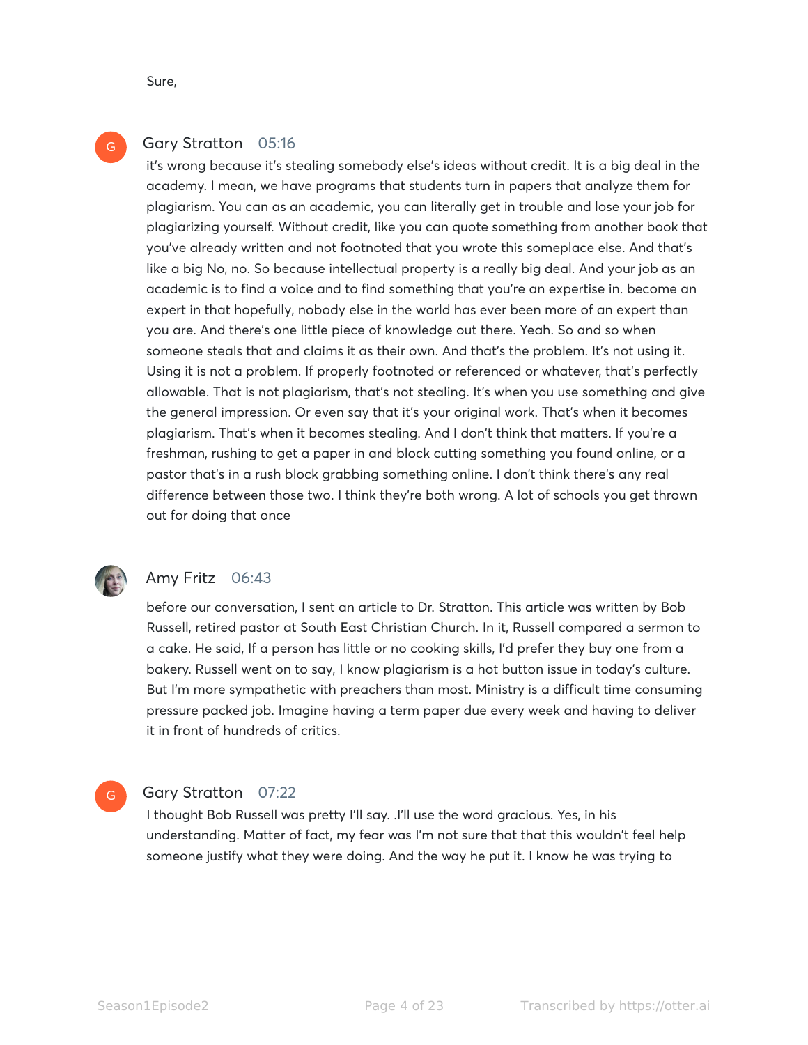Sure,

**Gary Stratton** 05:16

it's wrong because it's stealing somebody else's ideas without credit. It is a big deal in the academy. I mean, we have programs that students turn in papers that analyze them for plagiarism. You can as an academic, you can literally get in trouble and lose your job for plagiarizing yourself. Without credit, like you can quote something from another book that you've already written and not footnoted that you wrote this someplace else. And that's like a big No, no. So because intellectual property is a really big deal. And your job as an academic is to find a voice and to find something that you're an expertise in. become an expert in that hopefully, nobody else in the world has ever been more of an expert than you are. And there's one little piece of knowledge out there. Yeah. So and so when someone steals that and claims it as their own. And that's the problem. It's not using it. Using it is not a problem. If properly footnoted or referenced or whatever, that's perfectly allowable. That is not plagiarism, that's not stealing. It's when you use something and give the general impression. Or even say that it's your original work. That's when it becomes plagiarism. That's when it becomes stealing. And I don't think that matters. If you're a freshman, rushing to get a paper in and block cutting something you found online, or a pastor that's in a rush block grabbing something online. I don't think there's any real difference between those two. I think they're both wrong. A lot of schools you get thrown out for doing that once

**Amy Fritz** 06:43

before our conversation, I sent an article to Dr. Stratton. This article was written by Bob Russell, retired pastor at South East Christian Church. In it, Russell compared a sermon to a cake. He said, If a person has little or no cooking skills, I'd prefer they buy one from a bakery. Russell went on to say, I know plagiarism is a hot button issue in today's culture. But I'm more sympathetic with preachers than most. Ministry is a difficult time consuming pressure packed job. Imagine having a term paper due every week and having to deliver it in front of hundreds of critics.

**Gary Stratton** 07:22

I thought Bob Russell was pretty I'll say. .I'll use the word gracious. Yes, in his understanding. Matter of fact, my fear was I'm not sure that that this wouldn't feel help someone justify what they were doing. And the way he put it. I know he was trying to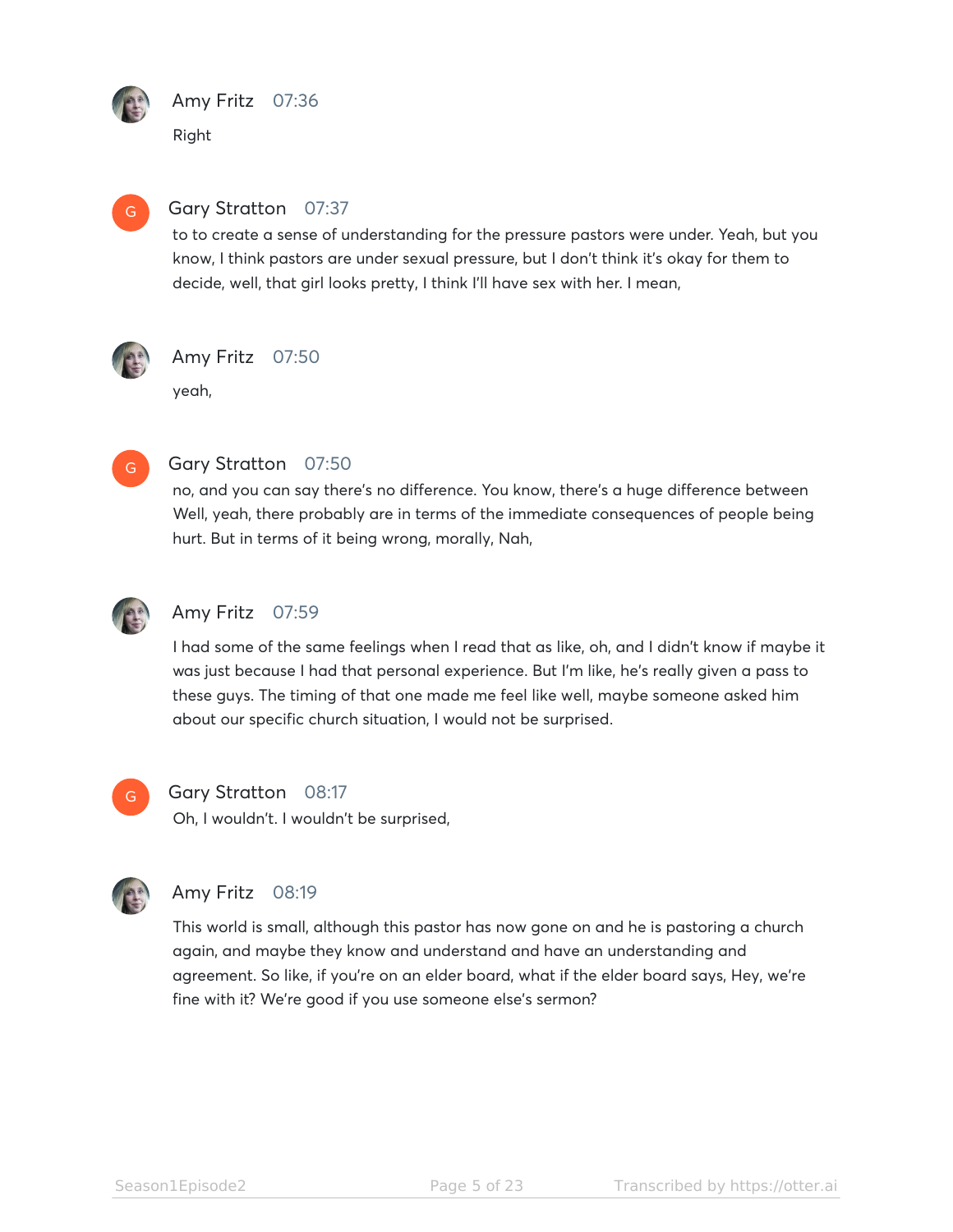**Amy Fritz** 07:36

Right

**Gary Stratton** 07:37

to to create a sense of understanding for the pressure pastors were under. Yeah, but you know, I think pastors are under sexual pressure, but I don't think it's okay for them to decide, well, that girl looks pretty, I think I'll have sex with her. I mean,

**Amy Fritz** 07:50

yeah,

**Gary Stratton** 07:50

no, and you can say there's no difference. You know, there's a huge difference between Well, yeah, there probably are in terms of the immediate consequences of people being hurt. But in terms of it being wrong, morally, Nah,

**Amy Fritz** 07:59

I had some of the same feelings when I read that as like, oh, and I didn't know if maybe it was just because I had that personal experience. But I'm like, he's really given a pass to these guys. The timing of that one made me feel like well, maybe someone asked him about our specific church situation, I would not be surprised.

**Gary Stratton** 08:17

Oh, I wouldn't. I wouldn't be surprised,

**Amy Fritz** 08:19

This world is small, although this pastor has now gone on and he is pastoring a church again, and maybe they know and understand and have an understanding and agreement. So like, if you're on an elder board, what if the elder board says, Hey, we're fine with it? We're good if you use someone else's sermon?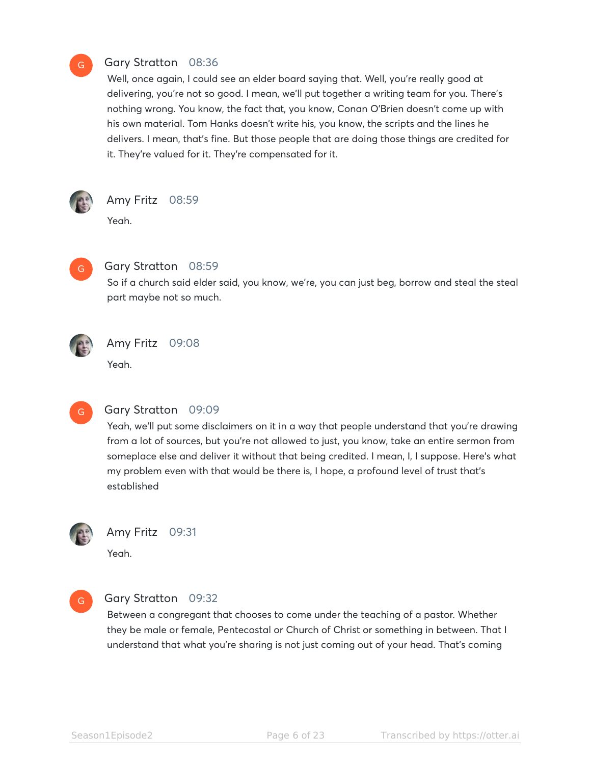**Gary Stratton** 08:36

Well, once again, I could see an elder board saying that. Well, you're really good at delivering, you're not so good. I mean, we'll put together a writing team for you. There's nothing wrong. You know, the fact that, you know, Conan O'Brien doesn't come up with his own material. Tom Hanks doesn't write his, you know, the scripts and the lines he delivers. I mean, that's fine. But those people that are doing those things are credited for it. They're valued for it. They're compensated for it.

**Amy Fritz** 08:59

Yeah.

**Gary Stratton** 08:59

So if a church said elder said, you know, we're, you can just beg, borrow and steal the steal part maybe not so much.

**Amy Fritz** 09:08

Yeah.

**Gary Stratton** 09:09

Yeah, we'll put some disclaimers on it in a way that people understand that you're drawing from a lot of sources, but you're not allowed to just, you know, take an entire sermon from someplace else and deliver it without that being credited. I mean, I, I suppose. Here's what my problem even with that would be there is, I hope, a profound level of trust that's established

**Amy Fritz** 09:31

Yeah.

**Gary Stratton** 09:32

Between a congregant that chooses to come under the teaching of a pastor. Whether they be male or female, Pentecostal or Church of Christ or something in between. That I understand that what you're sharing is not just coming out of your head. That's coming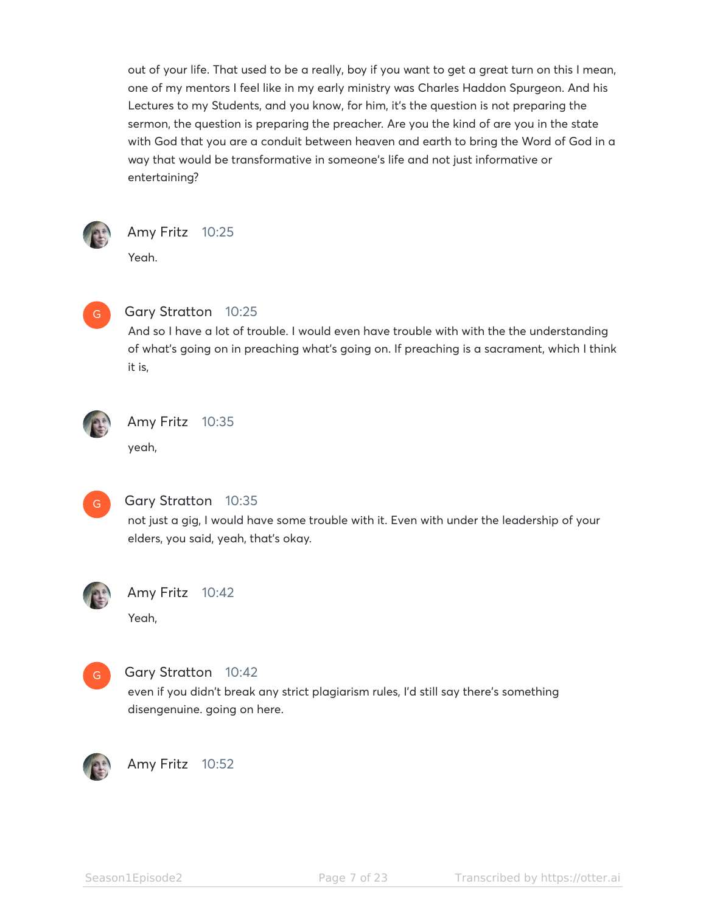out of your life. That used to be a really, boy if you want to get a great turn on this I mean, one of my mentors I feel like in my early ministry was Charles Haddon Spurgeon. And his Lectures to my Students, and you know, for him, it's the question is not preparing the sermon, the question is preparing the preacher. Are you the kind of are you in the state with God that you are a conduit between heaven and earth to bring the Word of God in a way that would be transformative in someone's life and not just informative or entertaining?

**Amy Fritz** 10:25

Yeah.

**Gary Stratton** 10:25

And so I have a lot of trouble. I would even have trouble with with the the understanding of what's going on in preaching what's going on. If preaching is a sacrament, which I think it is,

**Amy Fritz** 10:35

yeah,

**Gary Stratton** 10:35

not just a gig, I would have some trouble with it. Even with under the leadership of your elders, you said, yeah, that's okay.

**Amy Fritz** 10:42

Yeah,

**Gary Stratton** 10:42

even if you didn't break any strict plagiarism rules, I'd still say there's something disengenuine. going on here.

**Amy Fritz** 10:52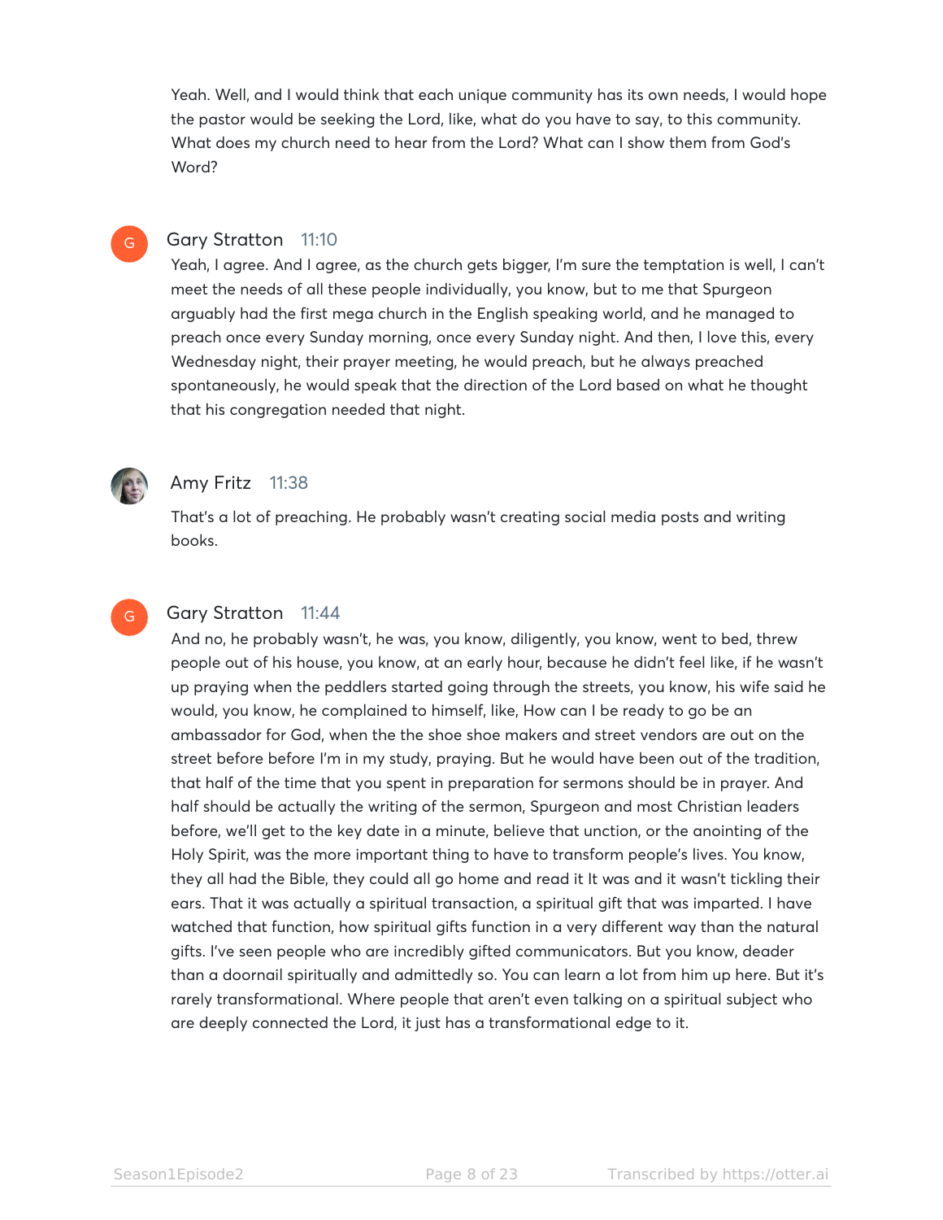Yeah. Well, and I would think that each unique community has its own needs, I would hope the pastor would be seeking the Lord, like, what do you have to say, to this community. What does my church need to hear from the Lord? What can I show them from God's Word?

**Gary Stratton** 11:10

Yeah, I agree. And I agree, as the church gets bigger, I'm sure the temptation is well, I can't meet the needs of all these people individually, you know, but to me that Spurgeon arguably had the first mega church in the English speaking world, and he managed to preach once every Sunday morning, once every Sunday night. And then, I love this, every Wednesday night, their prayer meeting, he would preach, but he always preached spontaneously, he would speak that the direction of the Lord based on what he thought that his congregation needed that night.

**Amy Fritz** 11:38

That's a lot of preaching. He probably wasn't creating social media posts and writing books.

**Gary Stratton** 11:44

And no, he probably wasn't, he was, you know, diligently, you know, went to bed, threw people out of his house, you know, at an early hour, because he didn't feel like, if he wasn't up praying when the peddlers started going through the streets, you know, his wife said he would, you know, he complained to himself, like, How can I be ready to go be an ambassador for God, when the the shoe shoe makers and street vendors are out on the street before before I'm in my study, praying. But he would have been out of the tradition, that half of the time that you spent in preparation for sermons should be in prayer. And half should be actually the writing of the sermon, Spurgeon and most Christian leaders before, we'll get to the key date in a minute, believe that unction, or the anointing of the Holy Spirit, was the more important thing to have to transform people's lives. You know, they all had the Bible, they could all go home and read it It was and it wasn't tickling their ears. That it was actually a spiritual transaction, a spiritual gift that was imparted. I have watched that function, how spiritual gifts function in a very different way than the natural gifts. I've seen people who are incredibly gifted communicators. But you know, deader than a doornail spiritually and admittedly so. You can learn a lot from him up here. But it's rarely transformational. Where people that aren't even talking on a spiritual subject who are deeply connected the Lord, it just has a transformational edge to it.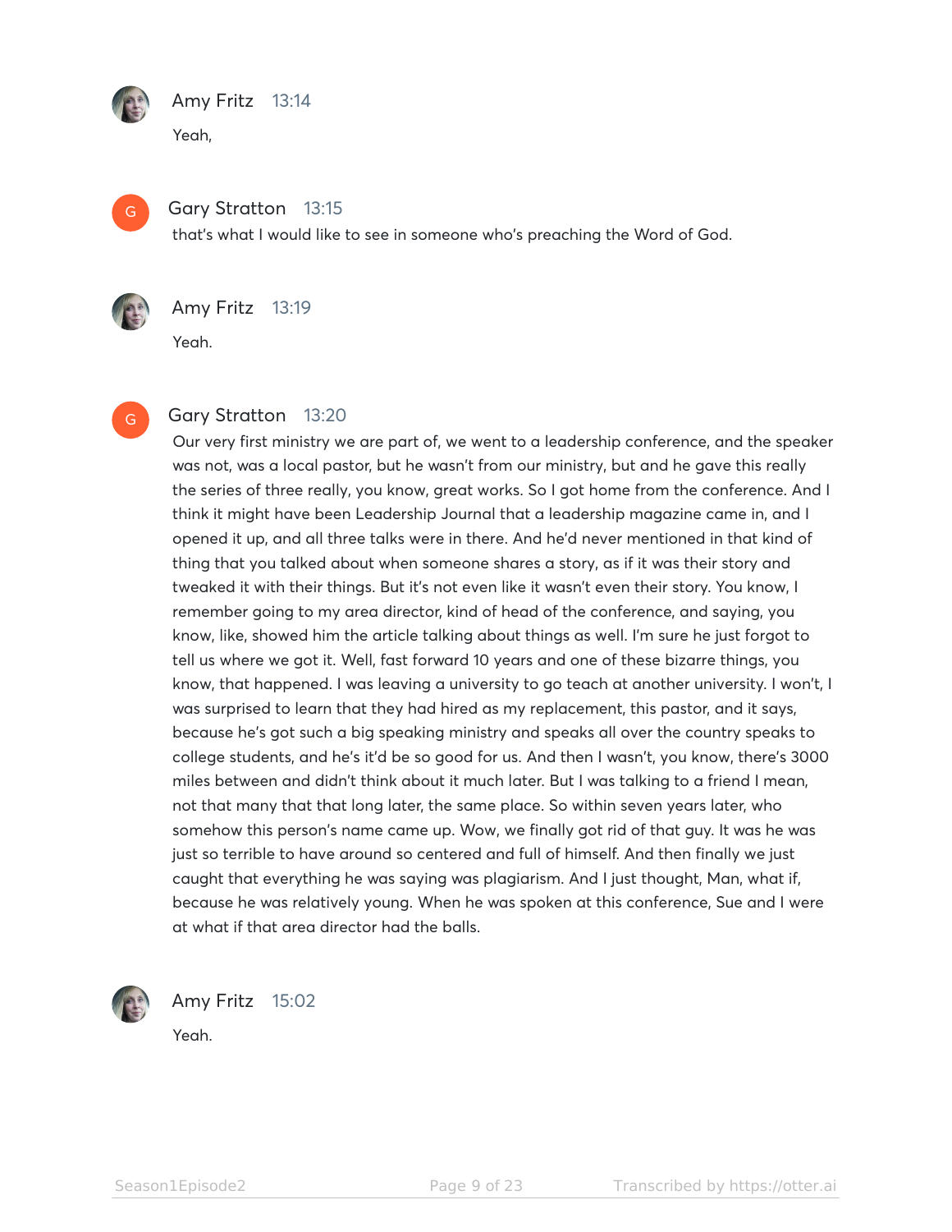**Amy Fritz** 13:14

Yeah,

**Gary Stratton** 13:15

that's what I would like to see in someone who's preaching the Word of God.

**Amy Fritz** 13:19

Yeah.

**Gary Stratton** 13:20

Our very first ministry we are part of, we went to a leadership conference, and the speaker was not, was a local pastor, but he wasn't from our ministry, but and he gave this really the series of three really, you know, great works. So I got home from the conference. And I think it might have been Leadership Journal that a leadership magazine came in, and I opened it up, and all three talks were in there. And he'd never mentioned in that kind of thing that you talked about when someone shares a story, as if it was their story and tweaked it with their things. But it's not even like it wasn't even their story. You know, I remember going to my area director, kind of head of the conference, and saying, you know, like, showed him the article talking about things as well. I'm sure he just forgot to tell us where we got it. Well, fast forward 10 years and one of these bizarre things, you know, that happened. I was leaving a university to go teach at another university. I won't, I was surprised to learn that they had hired as my replacement, this pastor, and it says, because he's got such a big speaking ministry and speaks all over the country speaks to college students, and he's it'd be so good for us. And then I wasn't, you know, there's 3000 miles between and didn't think about it much later. But I was talking to a friend I mean, not that many that that long later, the same place. So within seven years later, who somehow this person's name came up. Wow, we finally got rid of that guy. It was he was just so terrible to have around so centered and full of himself. And then finally we just caught that everything he was saying was plagiarism. And I just thought, Man, what if, because he was relatively young. When he was spoken at this conference, Sue and I were at what if that area director had the balls.

**Amy Fritz** 15:02

Yeah.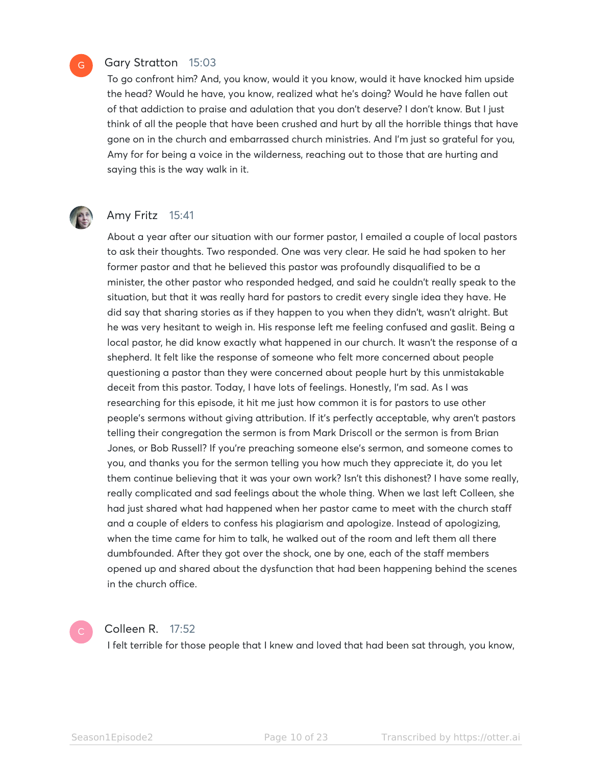**Gary Stratton** 15:03

To go confront him? And, you know, would it you know, would it have knocked him upside the head? Would he have, you know, realized what he's doing? Would he have fallen out of that addiction to praise and adulation that you don't deserve? I don't know. But I just think of all the people that have been crushed and hurt by all the horrible things that have gone on in the church and embarrassed church ministries. And I'm just so grateful for you, Amy for for being a voice in the wilderness, reaching out to those that are hurting and saying this is the way walk in it.

**Amy Fritz** 15:41

About a year after our situation with our former pastor, I emailed a couple of local pastors to ask their thoughts. Two responded. One was very clear. He said he had spoken to her former pastor and that he believed this pastor was profoundly disqualified to be a minister, the other pastor who responded hedged, and said he couldn't really speak to the situation, but that it was really hard for pastors to credit every single idea they have. He did say that sharing stories as if they happen to you when they didn't, wasn't alright. But he was very hesitant to weigh in. His response left me feeling confused and gaslit. Being a local pastor, he did know exactly what happened in our church. It wasn't the response of a shepherd. It felt like the response of someone who felt more concerned about people questioning a pastor than they were concerned about people hurt by this unmistakable deceit from this pastor. Today, I have lots of feelings. Honestly, I'm sad. As I was researching for this episode, it hit me just how common it is for pastors to use other people's sermons without giving attribution. If it's perfectly acceptable, why aren't pastors telling their congregation the sermon is from Mark Driscoll or the sermon is from Brian Jones, or Bob Russell? If you're preaching someone else's sermon, and someone comes to you, and thanks you for the sermon telling you how much they appreciate it, do you let them continue believing that it was your own work? Isn't this dishonest? I have some really, really complicated and sad feelings about the whole thing. When we last left Colleen, she had just shared what had happened when her pastor came to meet with the church staff and a couple of elders to confess his plagiarism and apologize. Instead of apologizing, when the time came for him to talk, he walked out of the room and left them all there dumbfounded. After they got over the shock, one by one, each of the staff members opened up and shared about the dysfunction that had been happening behind the scenes in the church office.

**Colleen R.** 17:52

I felt terrible for those people that I knew and loved that had been sat through, you know,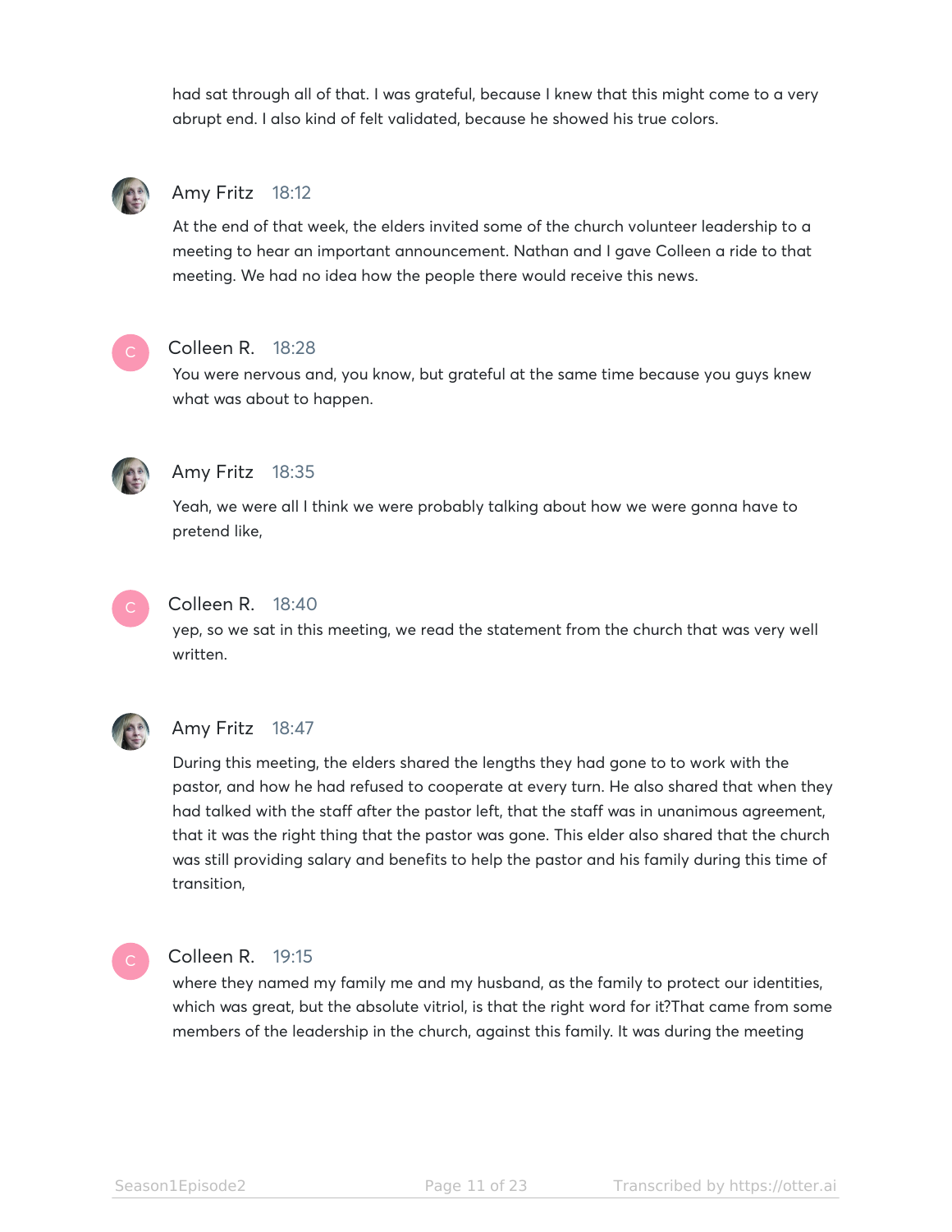had sat through all of that. I was grateful, because I knew that this might come to a very abrupt end. I also kind of felt validated, because he showed his true colors.

**Amy Fritz** 18:12

At the end of that week, the elders invited some of the church volunteer leadership to a meeting to hear an important announcement. Nathan and I gave Colleen a ride to that meeting. We had no idea how the people there would receive this news.

**Colleen R.** 18:28

You were nervous and, you know, but grateful at the same time because you guys knew what was about to happen.

**Amy Fritz** 18:35

Yeah, we were all I think we were probably talking about how we were gonna have to pretend like,

**Colleen R.** 18:40

yep, so we sat in this meeting, we read the statement from the church that was very well written.

**Amy Fritz** 18:47

During this meeting, the elders shared the lengths they had gone to to work with the pastor, and how he had refused to cooperate at every turn. He also shared that when they had talked with the staff after the pastor left, that the staff was in unanimous agreement, that it was the right thing that the pastor was gone. This elder also shared that the church was still providing salary and benefits to help the pastor and his family during this time of transition,

**Colleen R.** 19:15

where they named my family me and my husband, as the family to protect our identities, which was great, but the absolute vitriol, is that the right word for it?That came from some members of the leadership in the church, against this family. It was during the meeting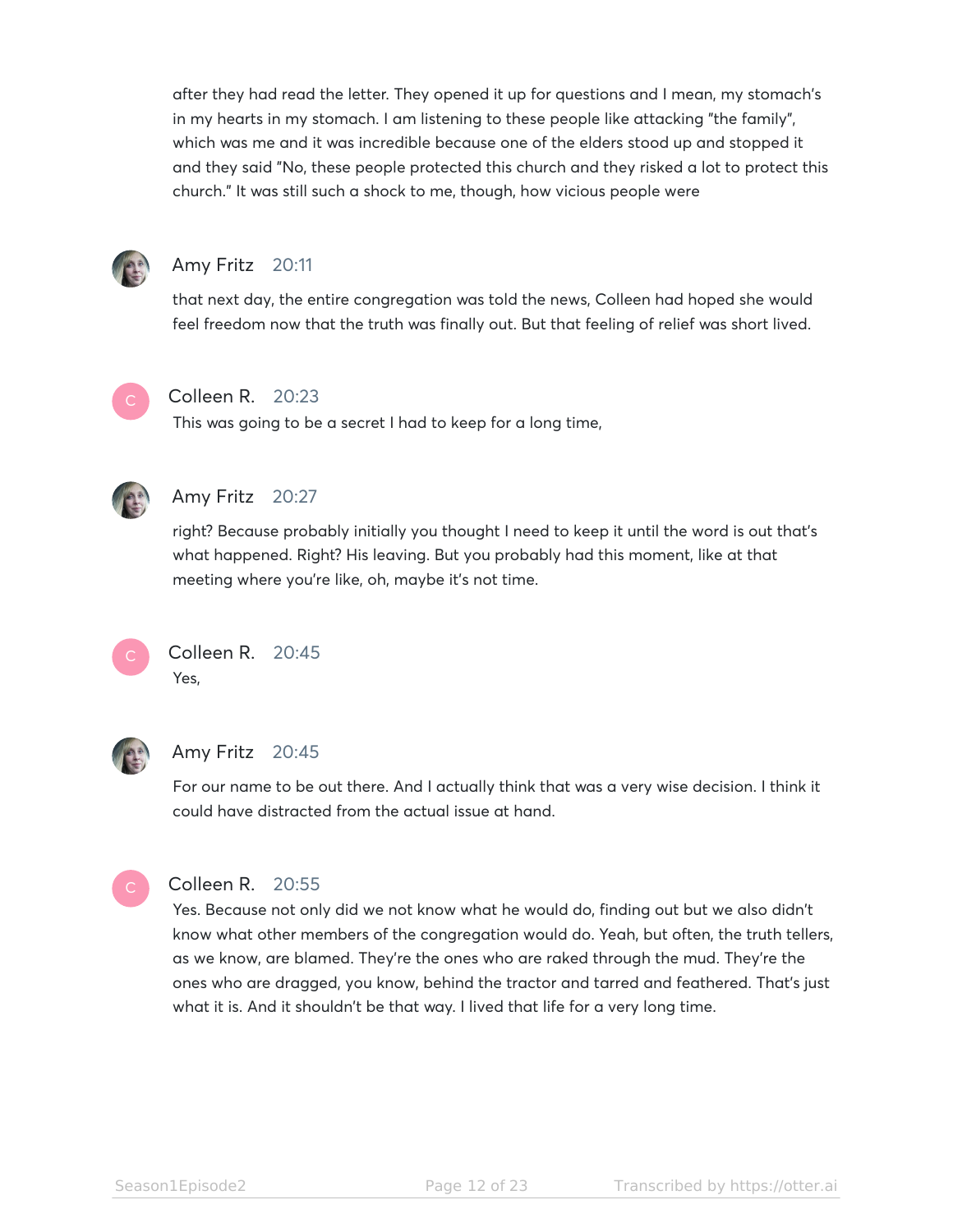after they had read the letter. They opened it up for questions and I mean, my stomach's in my hearts in my stomach. I am listening to these people like attacking "the family", which was me and it was incredible because one of the elders stood up and stopped it and they said "No, these people protected this church and they risked a lot to protect this church." It was still such a shock to me, though, how vicious people were

**Amy Fritz** 20:11

that next day, the entire congregation was told the news, Colleen had hoped she would feel freedom now that the truth was finally out. But that feeling of relief was short lived.

**Colleen R.** 20:23

This was going to be a secret I had to keep for a long time,

**Amy Fritz** 20:27

right? Because probably initially you thought I need to keep it until the word is out that's what happened. Right? His leaving. But you probably had this moment, like at that meeting where you're like, oh, maybe it's not time.

**Colleen R.** 20:45

Yes,

**Amy Fritz** 20:45

For our name to be out there. And I actually think that was a very wise decision. I think it could have distracted from the actual issue at hand.

**Colleen R.** 20:55

Yes. Because not only did we not know what he would do, finding out but we also didn't know what other members of the congregation would do. Yeah, but often, the truth tellers, as we know, are blamed. They're the ones who are raked through the mud. They're the ones who are dragged, you know, behind the tractor and tarred and feathered. That's just what it is. And it shouldn't be that way. I lived that life for a very long time.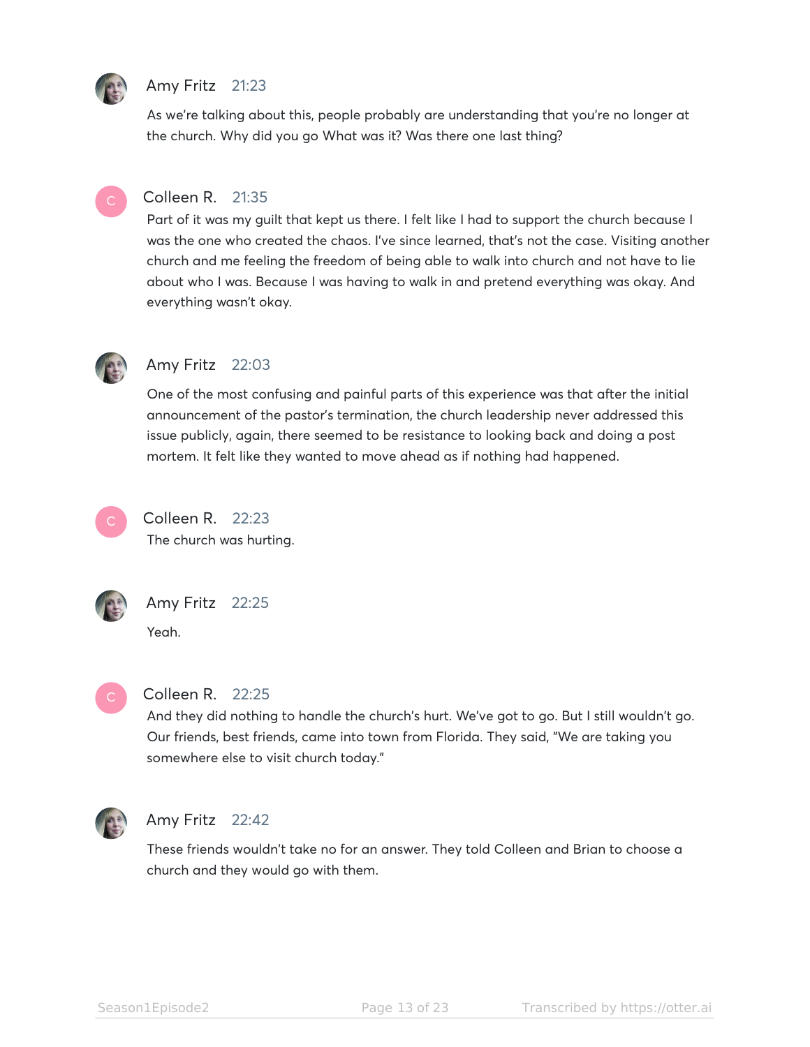**Amy Fritz** 21:23

As we're talking about this, people probably are understanding that you're no longer at the church. Why did you go What was it? Was there one last thing?

**Colleen R.** 21:35

Part of it was my guilt that kept us there. I felt like I had to support the church because I was the one who created the chaos. I've since learned, that's not the case. Visiting another church and me feeling the freedom of being able to walk into church and not have to lie about who I was. Because I was having to walk in and pretend everything was okay. And everything wasn't okay.

**Amy Fritz** 22:03

One of the most confusing and painful parts of this experience was that after the initial announcement of the pastor's termination, the church leadership never addressed this issue publicly, again, there seemed to be resistance to looking back and doing a post mortem. It felt like they wanted to move ahead as if nothing had happened.

**Colleen R.** 22:23

The church was hurting.

**Amy Fritz** 22:25

Yeah.

**Colleen R.** 22:25

And they did nothing to handle the church's hurt. We've got to go. But I still wouldn't go. Our friends, best friends, came into town from Florida. They said, "We are taking you somewhere else to visit church today."

**Amy Fritz** 22:42

These friends wouldn't take no for an answer. They told Colleen and Brian to choose a church and they would go with them.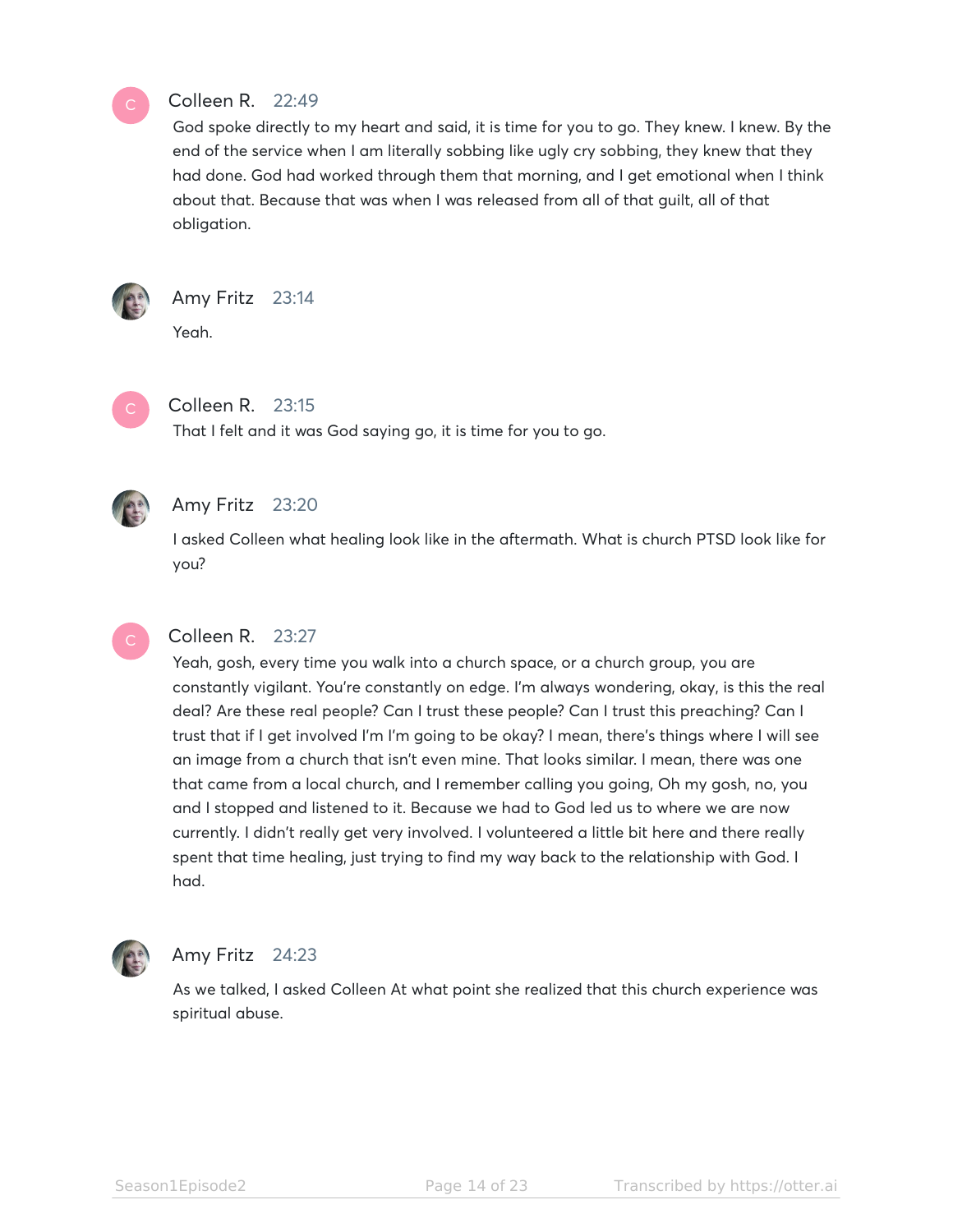**Colleen R.** 22:49

God spoke directly to my heart and said, it is time for you to go. They knew. I knew. By the end of the service when I am literally sobbing like ugly cry sobbing, they knew that they had done. God had worked through them that morning, and I get emotional when I think about that. Because that was when I was released from all of that guilt, all of that obligation.

**Amy Fritz** 23:14

Yeah.

**Colleen R.** 23:15

That I felt and it was God saying go, it is time for you to go.

**Amy Fritz** 23:20

I asked Colleen what healing look like in the aftermath. What is church PTSD look like for you?

**Colleen R.** 23:27

Yeah, gosh, every time you walk into a church space, or a church group, you are constantly vigilant. You're constantly on edge. I'm always wondering, okay, is this the real deal? Are these real people? Can I trust these people? Can I trust this preaching? Can I trust that if I get involved I'm I'm going to be okay? I mean, there's things where I will see an image from a church that isn't even mine. That looks similar. I mean, there was one that came from a local church, and I remember calling you going, Oh my gosh, no, you and I stopped and listened to it. Because we had to God led us to where we are now currently. I didn't really get very involved. I volunteered a little bit here and there really spent that time healing, just trying to find my way back to the relationship with God. I had.

**Amy Fritz** 24:23

As we talked, I asked Colleen At what point she realized that this church experience was spiritual abuse.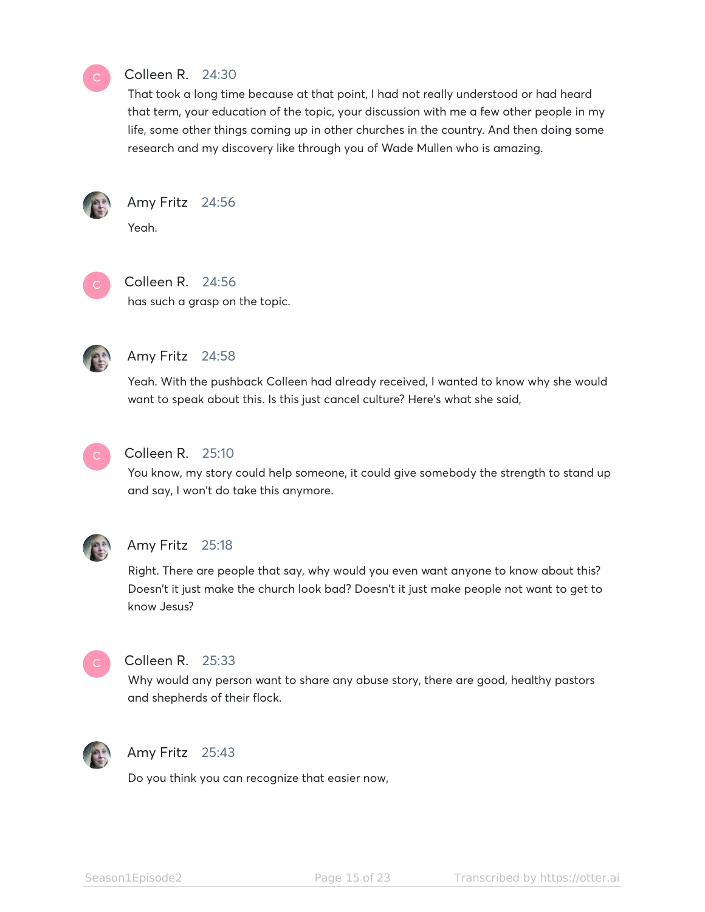**Colleen R.** 24:30

That took a long time because at that point, I had not really understood or had heard that term, your education of the topic, your discussion with me a few other people in my life, some other things coming up in other churches in the country. And then doing some research and my discovery like through you of Wade Mullen who is amazing.

**Amy Fritz** 24:56

Yeah.

**Colleen R.** 24:56

has such a grasp on the topic.

**Amy Fritz** 24:58

Yeah. With the pushback Colleen had already received, I wanted to know why she would want to speak about this. Is this just cancel culture? Here's what she said,

**Colleen R.** 25:10

You know, my story could help someone, it could give somebody the strength to stand up and say, I won't do take this anymore.

**Amy Fritz** 25:18

Right. There are people that say, why would you even want anyone to know about this? Doesn't it just make the church look bad? Doesn't it just make people not want to get to know Jesus?

**Colleen R.** 25:33

Why would any person want to share any abuse story, there are good, healthy pastors and shepherds of their flock.

**Amy Fritz** 25:43

Do you think you can recognize that easier now,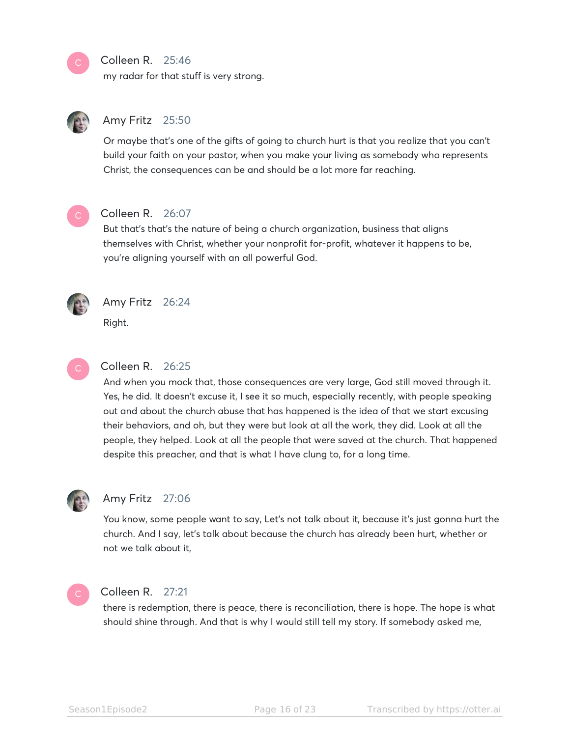**Colleen R.** 25:46

my radar for that stuff is very strong.

**Amy Fritz** 25:50

Or maybe that's one of the gifts of going to church hurt is that you realize that you can't build your faith on your pastor, when you make your living as somebody who represents Christ, the consequences can be and should be a lot more far reaching.

**Colleen R.** 26:07

But that's that's the nature of being a church organization, business that aligns themselves with Christ, whether your nonprofit for-profit, whatever it happens to be, you're aligning yourself with an all powerful God.

**Amy Fritz** 26:24

Right.

**Colleen R.** 26:25

And when you mock that, those consequences are very large, God still moved through it. Yes, he did. It doesn't excuse it, I see it so much, especially recently, with people speaking out and about the church abuse that has happened is the idea of that we start excusing their behaviors, and oh, but they were but look at all the work, they did. Look at all the people, they helped. Look at all the people that were saved at the church. That happened despite this preacher, and that is what I have clung to, for a long time.

**Amy Fritz** 27:06

You know, some people want to say, Let's not talk about it, because it's just gonna hurt the church. And I say, let's talk about because the church has already been hurt, whether or not we talk about it,

**Colleen R.** 27:21

there is redemption, there is peace, there is reconciliation, there is hope. The hope is what should shine through. And that is why I would still tell my story. If somebody asked me,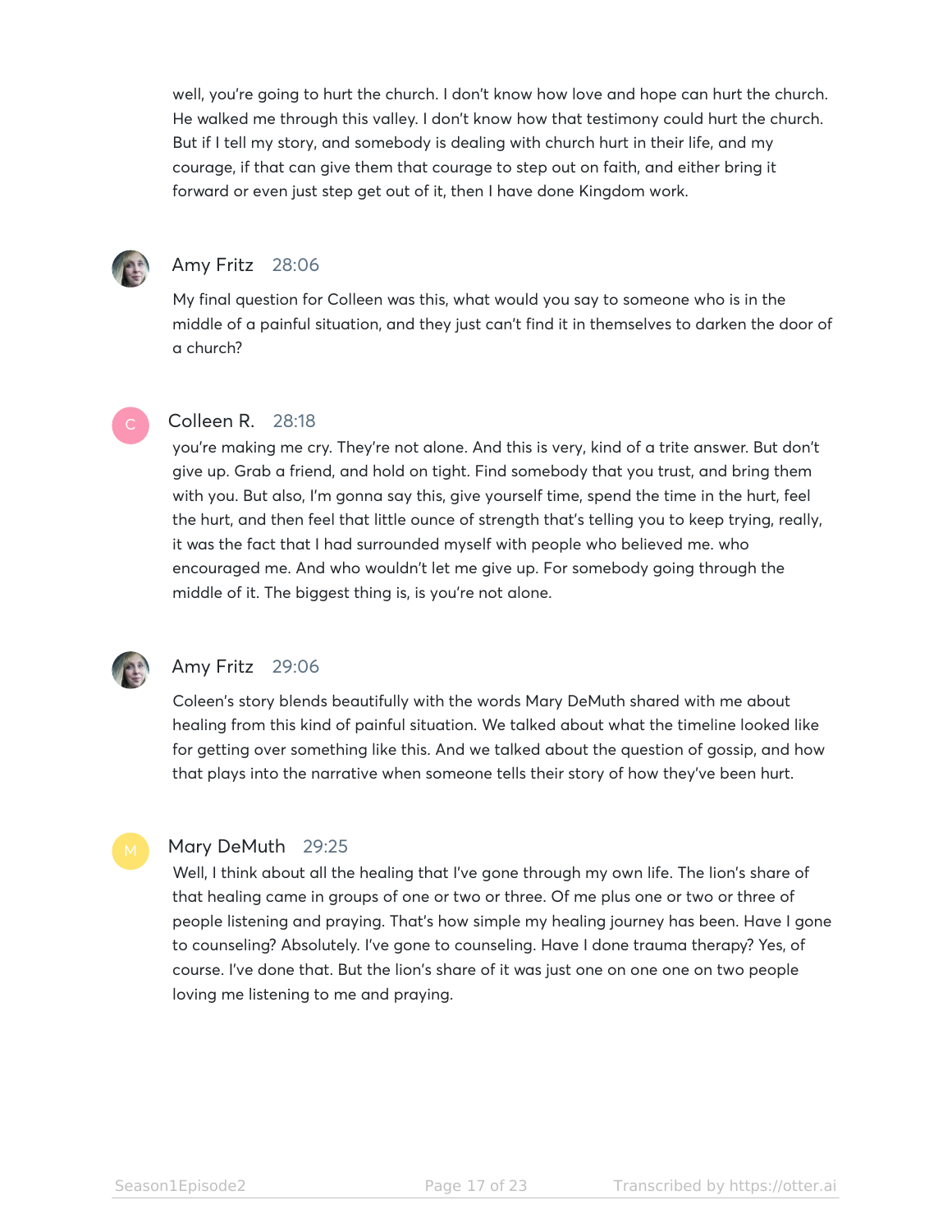well, you're going to hurt the church. I don't know how love and hope can hurt the church. He walked me through this valley. I don't know how that testimony could hurt the church. But if I tell my story, and somebody is dealing with church hurt in their life, and my courage, if that can give them that courage to step out on faith, and either bring it forward or even just step get out of it, then I have done Kingdom work.

**Amy Fritz** 28:06

My final question for Colleen was this, what would you say to someone who is in the middle of a painful situation, and they just can't find it in themselves to darken the door of a church?

**Colleen R.** 28:18

you're making me cry. They're not alone. And this is very, kind of a trite answer. But don't give up. Grab a friend, and hold on tight. Find somebody that you trust, and bring them with you. But also, I'm gonna say this, give yourself time, spend the time in the hurt, feel the hurt, and then feel that little ounce of strength that's telling you to keep trying, really, it was the fact that I had surrounded myself with people who believed me. who encouraged me. And who wouldn't let me give up. For somebody going through the middle of it. The biggest thing is, is you're not alone.

**Amy Fritz** 29:06

Coleen's story blends beautifully with the words Mary DeMuth shared with me about healing from this kind of painful situation. We talked about what the timeline looked like for getting over something like this. And we talked about the question of gossip, and how that plays into the narrative when someone tells their story of how they've been hurt.

**Mary DeMuth** 29:25

Well, I think about all the healing that I've gone through my own life. The lion's share of that healing came in groups of one or two or three. Of me plus one or two or three of people listening and praying. That's how simple my healing journey has been. Have I gone to counseling? Absolutely. I've gone to counseling. Have I done trauma therapy? Yes, of course. I've done that. But the lion's share of it was just one on one one on two people loving me listening to me and praying.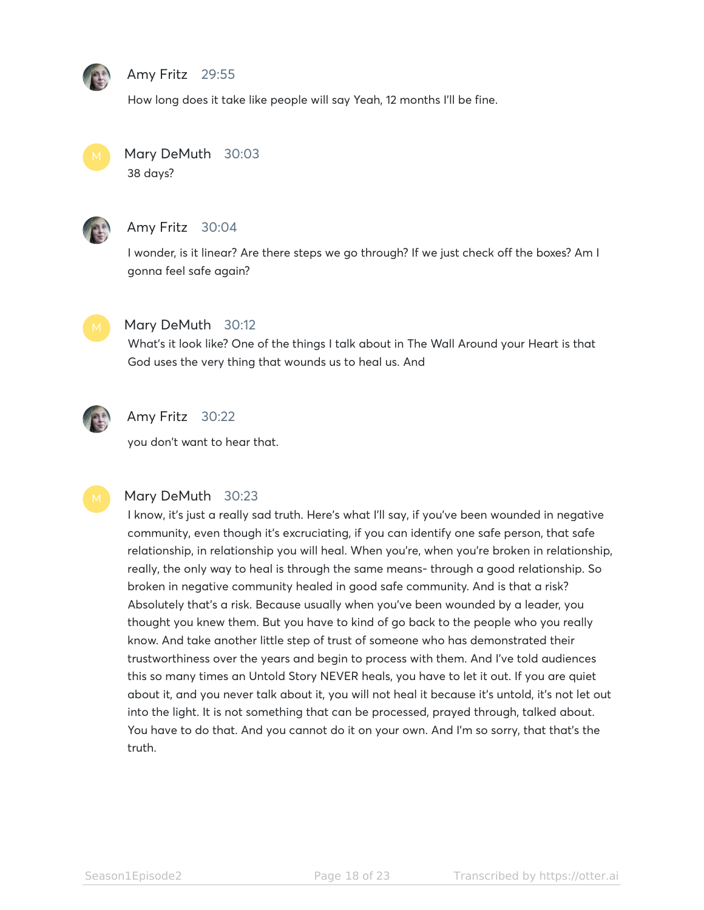**Amy Fritz** 29:55

How long does it take like people will say Yeah, 12 months I'll be fine.

**Mary DeMuth** 30:03

38 days?

**Amy Fritz** 30:04

I wonder, is it linear? Are there steps we go through? If we just check off the boxes? Am I gonna feel safe again?

**Mary DeMuth** 30:12

What's it look like? One of the things I talk about in The Wall Around your Heart is that God uses the very thing that wounds us to heal us. And

**Amy Fritz** 30:22

you don't want to hear that.

**Mary DeMuth** 30:23

I know, it's just a really sad truth. Here's what I'll say, if you've been wounded in negative community, even though it's excruciating, if you can identify one safe person, that safe relationship, in relationship you will heal. When you're, when you're broken in relationship, really, the only way to heal is through the same means- through a good relationship. So broken in negative community healed in good safe community. And is that a risk? Absolutely that's a risk. Because usually when you've been wounded by a leader, you thought you knew them. But you have to kind of go back to the people who you really know. And take another little step of trust of someone who has demonstrated their trustworthiness over the years and begin to process with them. And I've told audiences this so many times an Untold Story NEVER heals, you have to let it out. If you are quiet about it, and you never talk about it, you will not heal it because it's untold, it's not let out into the light. It is not something that can be processed, prayed through, talked about. You have to do that. And you cannot do it on your own. And I'm so sorry, that that's the truth.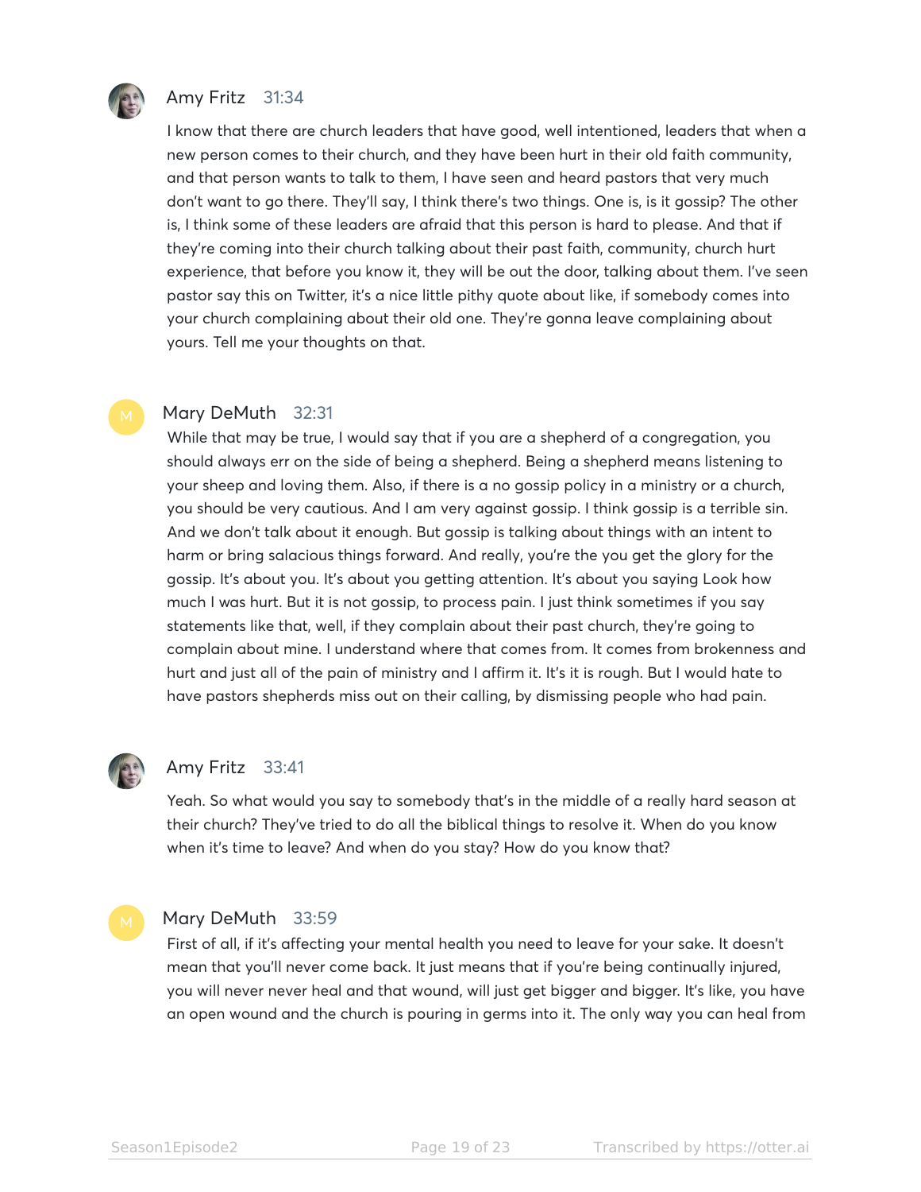**Amy Fritz** 31:34

I know that there are church leaders that have good, well intentioned, leaders that when a new person comes to their church, and they have been hurt in their old faith community, and that person wants to talk to them, I have seen and heard pastors that very much don't want to go there. They'll say, I think there's two things. One is, is it gossip? The other is, I think some of these leaders are afraid that this person is hard to please. And that if they're coming into their church talking about their past faith, community, church hurt experience, that before you know it, they will be out the door, talking about them. I've seen pastor say this on Twitter, it's a nice little pithy quote about like, if somebody comes into your church complaining about their old one. They're gonna leave complaining about yours. Tell me your thoughts on that.

**Mary DeMuth** 32:31

While that may be true, I would say that if you are a shepherd of a congregation, you should always err on the side of being a shepherd. Being a shepherd means listening to your sheep and loving them. Also, if there is a no gossip policy in a ministry or a church, you should be very cautious. And I am very against gossip. I think gossip is a terrible sin. And we don't talk about it enough. But gossip is talking about things with an intent to harm or bring salacious things forward. And really, you're the you get the glory for the gossip. It's about you. It's about you getting attention. It's about you saying Look how much I was hurt. But it is not gossip, to process pain. I just think sometimes if you say statements like that, well, if they complain about their past church, they're going to complain about mine. I understand where that comes from. It comes from brokenness and hurt and just all of the pain of ministry and I affirm it. It's it is rough. But I would hate to have pastors shepherds miss out on their calling, by dismissing people who had pain.

**Amy Fritz** 33:41

Yeah. So what would you say to somebody that's in the middle of a really hard season at their church? They've tried to do all the biblical things to resolve it. When do you know when it's time to leave? And when do you stay? How do you know that?

**Mary DeMuth** 33:59

First of all, if it's affecting your mental health you need to leave for your sake. It doesn't mean that you'll never come back. It just means that if you're being continually injured, you will never never heal and that wound, will just get bigger and bigger. It's like, you have an open wound and the church is pouring in germs into it. The only way you can heal from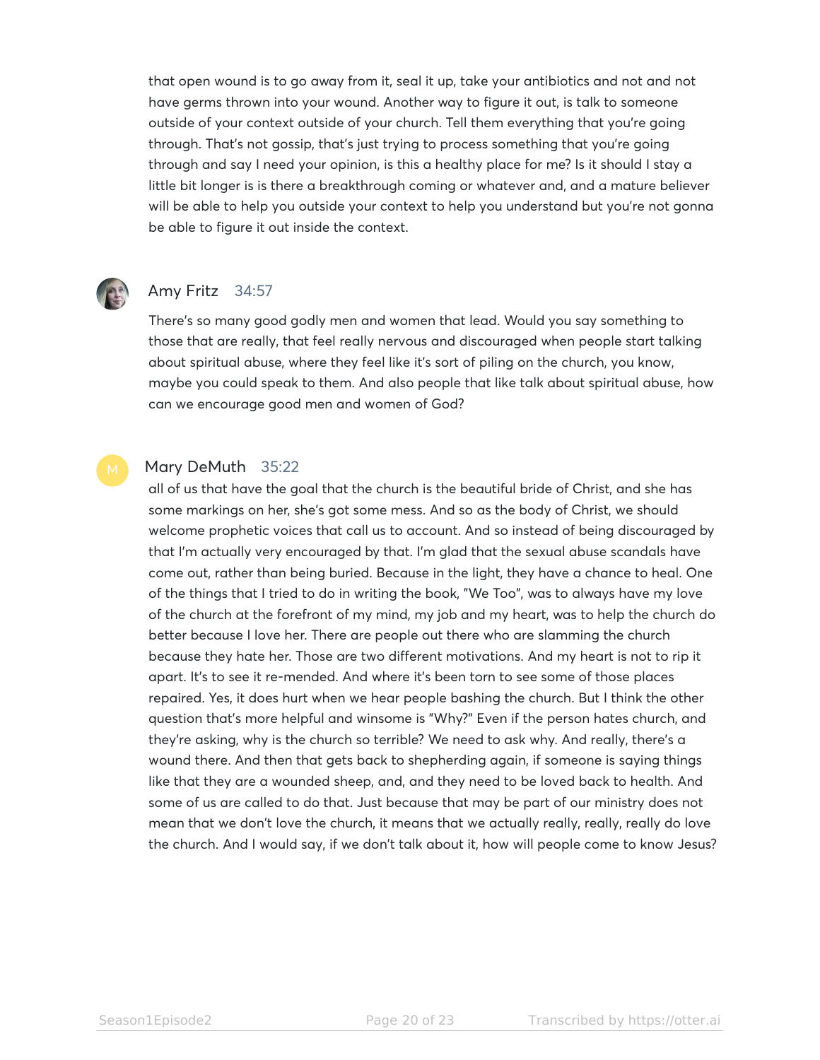that open wound is to go away from it, seal it up, take your antibiotics and not and not have germs thrown into your wound. Another way to figure it out, is talk to someone outside of your context outside of your church. Tell them everything that you're going through. That's not gossip, that's just trying to process something that you're going through and say I need your opinion, is this a healthy place for me? Is it should I stay a little bit longer is is there a breakthrough coming or whatever and, and a mature believer will be able to help you outside your context to help you understand but you're not gonna be able to figure it out inside the context.

**Amy Fritz** 34:57

There's so many good godly men and women that lead. Would you say something to those that are really, that feel really nervous and discouraged when people start talking about spiritual abuse, where they feel like it's sort of piling on the church, you know, maybe you could speak to them. And also people that like talk about spiritual abuse, how can we encourage good men and women of God?

**Mary DeMuth** 35:22

all of us that have the goal that the church is the beautiful bride of Christ, and she has some markings on her, she's got some mess. And so as the body of Christ, we should welcome prophetic voices that call us to account. And so instead of being discouraged by that I'm actually very encouraged by that. I'm glad that the sexual abuse scandals have come out, rather than being buried. Because in the light, they have a chance to heal. One of the things that I tried to do in writing the book, "We Too", was to always have my love of the church at the forefront of my mind, my job and my heart, was to help the church do better because I love her. There are people out there who are slamming the church because they hate her. Those are two different motivations. And my heart is not to rip it apart. It's to see it re-mended. And where it's been torn to see some of those places repaired. Yes, it does hurt when we hear people bashing the church. But I think the other question that's more helpful and winsome is "Why?" Even if the person hates church, and they're asking, why is the church so terrible? We need to ask why. And really, there's a wound there. And then that gets back to shepherding again, if someone is saying things like that they are a wounded sheep, and, and they need to be loved back to health. And some of us are called to do that. Just because that may be part of our ministry does not mean that we don't love the church, it means that we actually really, really, really do love the church. And I would say, if we don't talk about it, how will people come to know Jesus?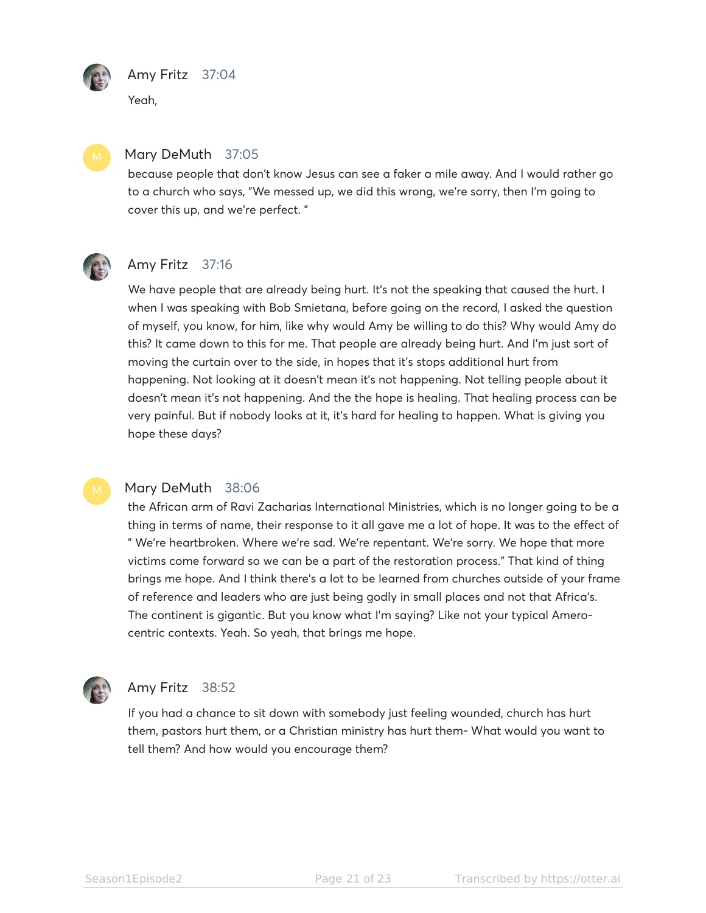**Amy Fritz** 37:04

Yeah,

**Mary DeMuth** 37:05

because people that don't know Jesus can see a faker a mile away. And I would rather go to a church who says, "We messed up, we did this wrong, we're sorry, then I'm going to cover this up, and we're perfect. "

**Amy Fritz** 37:16

We have people that are already being hurt. It's not the speaking that caused the hurt. I when I was speaking with Bob Smietana, before going on the record, I asked the question of myself, you know, for him, like why would Amy be willing to do this? Why would Amy do this? It came down to this for me. That people are already being hurt. And I'm just sort of moving the curtain over to the side, in hopes that it's stops additional hurt from happening. Not looking at it doesn't mean it's not happening. Not telling people about it doesn't mean it's not happening. And the the hope is healing. That healing process can be very painful. But if nobody looks at it, it's hard for healing to happen. What is giving you hope these days?

**Mary DeMuth** 38:06

the African arm of Ravi Zacharias International Ministries, which is no longer going to be a thing in terms of name, their response to it all gave me a lot of hope. It was to the effect of " We're heartbroken. Where we're sad. We're repentant. We're sorry. We hope that more victims come forward so we can be a part of the restoration process." That kind of thing brings me hope. And I think there's a lot to be learned from churches outside of your frame of reference and leaders who are just being godly in small places and not that Africa's. The continent is gigantic. But you know what I'm saying? Like not your typical Amero-centric contexts. Yeah. So yeah, that brings me hope.

**Amy Fritz** 38:52

If you had a chance to sit down with somebody just feeling wounded, church has hurt them, pastors hurt them, or a Christian ministry has hurt them- What would you want to tell them? And how would you encourage them?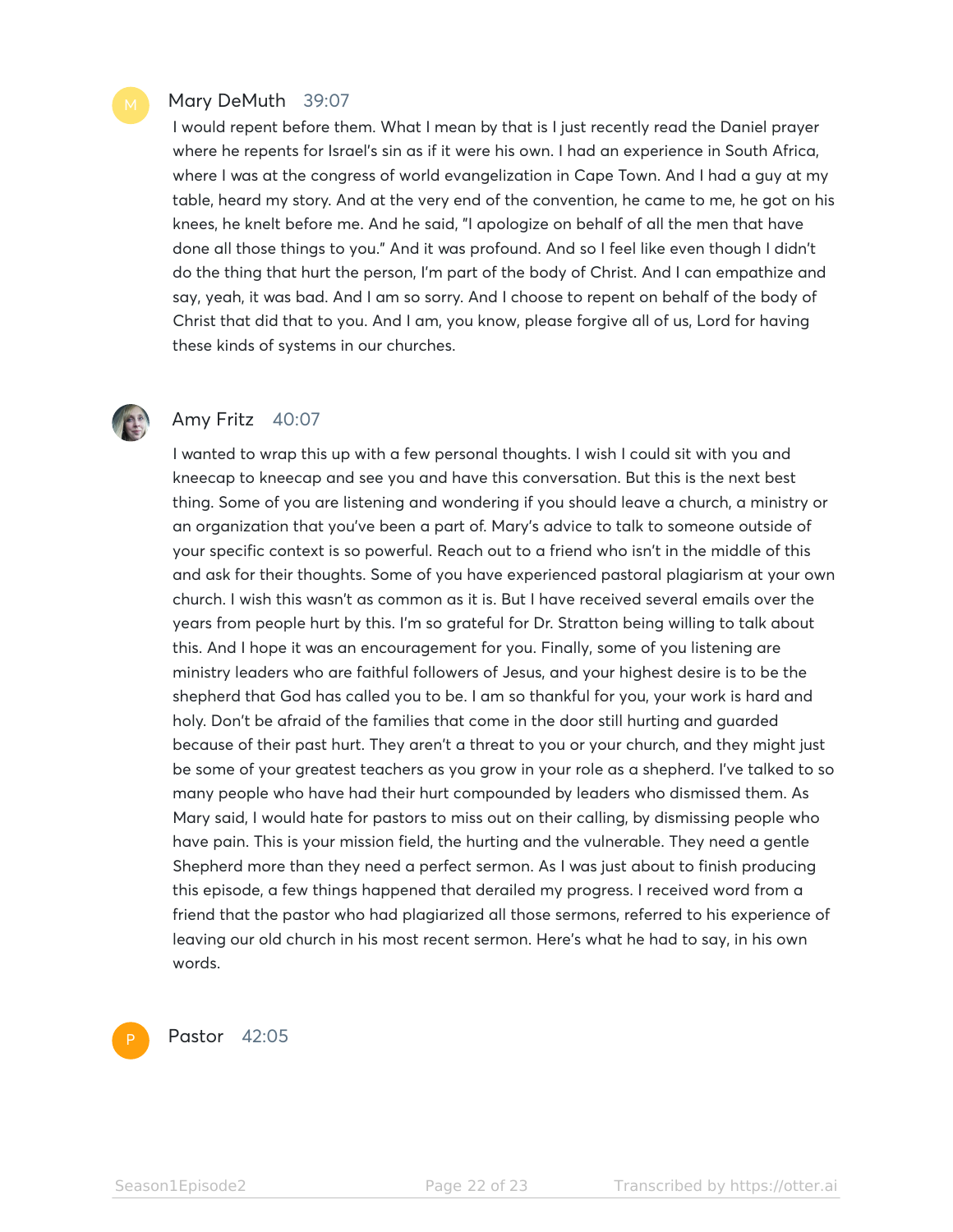**Mary DeMuth** 39:07

I would repent before them. What I mean by that is I just recently read the Daniel prayer where he repents for Israel's sin as if it were his own. I had an experience in South Africa, where I was at the congress of world evangelization in Cape Town. And I had a guy at my table, heard my story. And at the very end of the convention, he came to me, he got on his knees, he knelt before me. And he said, "I apologize on behalf of all the men that have done all those things to you." And it was profound. And so I feel like even though I didn't do the thing that hurt the person, I'm part of the body of Christ. And I can empathize and say, yeah, it was bad. And I am so sorry. And I choose to repent on behalf of the body of Christ that did that to you. And I am, you know, please forgive all of us, Lord for having these kinds of systems in our churches.

**Amy Fritz** 40:07

I wanted to wrap this up with a few personal thoughts. I wish I could sit with you and kneecap to kneecap and see you and have this conversation. But this is the next best thing. Some of you are listening and wondering if you should leave a church, a ministry or an organization that you've been a part of. Mary's advice to talk to someone outside of your specific context is so powerful. Reach out to a friend who isn't in the middle of this and ask for their thoughts. Some of you have experienced pastoral plagiarism at your own church. I wish this wasn't as common as it is. But I have received several emails over the years from people hurt by this. I'm so grateful for Dr. Stratton being willing to talk about this. And I hope it was an encouragement for you. Finally, some of you listening are ministry leaders who are faithful followers of Jesus, and your highest desire is to be the shepherd that God has called you to be. I am so thankful for you, your work is hard and holy. Don't be afraid of the families that come in the door still hurting and guarded because of their past hurt. They aren't a threat to you or your church, and they might just be some of your greatest teachers as you grow in your role as a shepherd. I've talked to so many people who have had their hurt compounded by leaders who dismissed them. As Mary said, I would hate for pastors to miss out on their calling, by dismissing people who have pain. This is your mission field, the hurting and the vulnerable. They need a gentle Shepherd more than they need a perfect sermon. As I was just about to finish producing this episode, a few things happened that derailed my progress. I received word from a friend that the pastor who had plagiarized all those sermons, referred to his experience of leaving our old church in his most recent sermon. Here's what he had to say, in his own words.

**Pastor** 42:05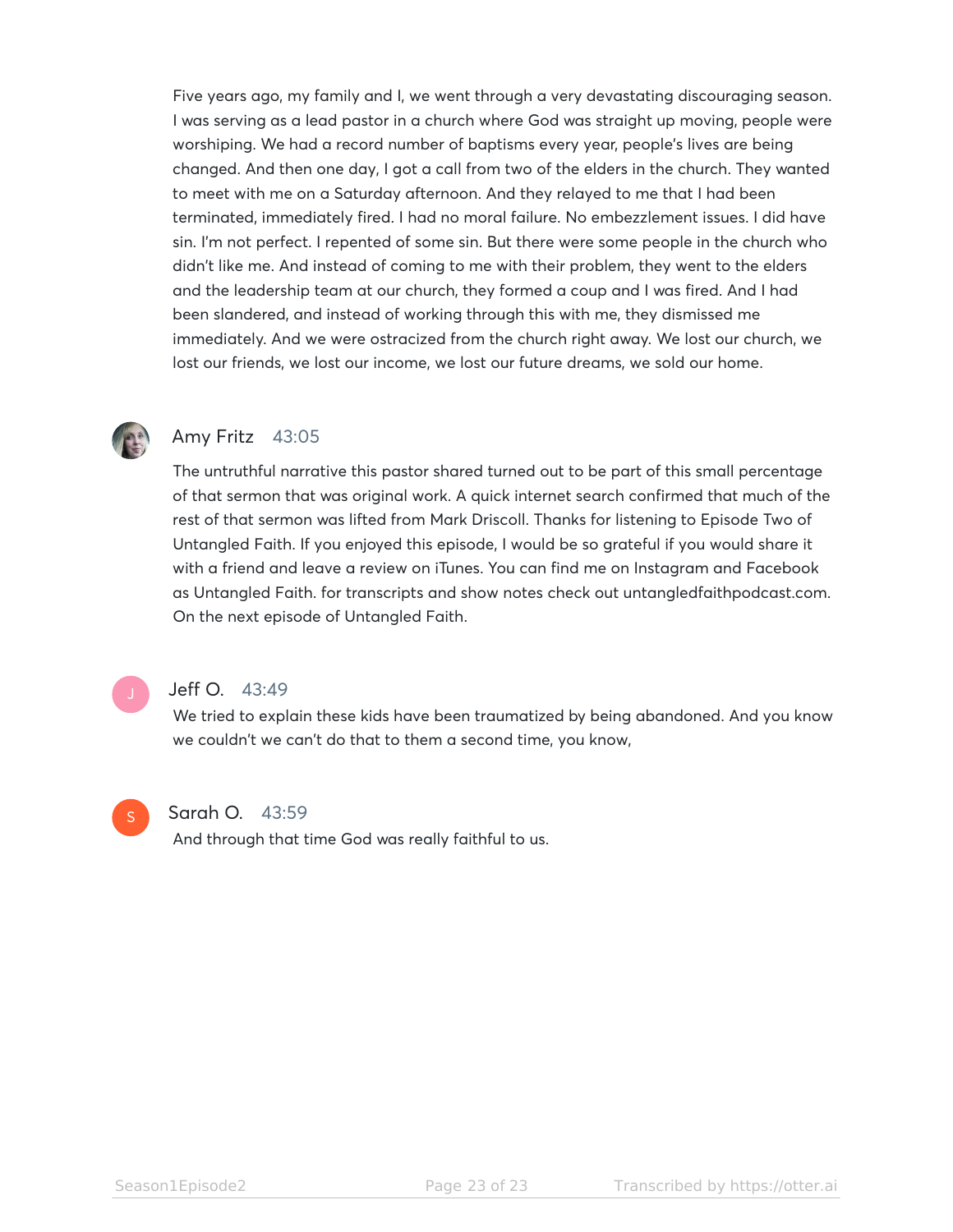Five years ago, my family and I, we went through a very devastating discouraging season. I was serving as a lead pastor in a church where God was straight up moving, people were worshiping. We had a record number of baptisms every year, people's lives are being changed. And then one day, I got a call from two of the elders in the church. They wanted to meet with me on a Saturday afternoon. And they relayed to me that I had been terminated, immediately fired. I had no moral failure. No embezzlement issues. I did have sin. I'm not perfect. I repented of some sin. But there were some people in the church who didn't like me. And instead of coming to me with their problem, they went to the elders and the leadership team at our church, they formed a coup and I was fired. And I had been slandered, and instead of working through this with me, they dismissed me immediately. And we were ostracized from the church right away. We lost our church, we lost our friends, we lost our income, we lost our future dreams, we sold our home.

Amy Fritz 43:05

The untruthful narrative this pastor shared turned out to be part of this small percentage of that sermon that was original work. A quick internet search confirmed that much of the rest of that sermon was lifted from Mark Driscoll. Thanks for listening to Episode Two of Untangled Faith. If you enjoyed this episode, I would be so grateful if you would share it with a friend and leave a review on iTunes. You can find me on Instagram and Facebook as Untangled Faith. for transcripts and show notes check out untangledfaithpodcast.com. On the next episode of Untangled Faith.

Jeff O. 43:49

We tried to explain these kids have been traumatized by being abandoned. And you know we couldn't we can't do that to them a second time, you know,

Sarah O. 43:59

And through that time God was really faithful to us.